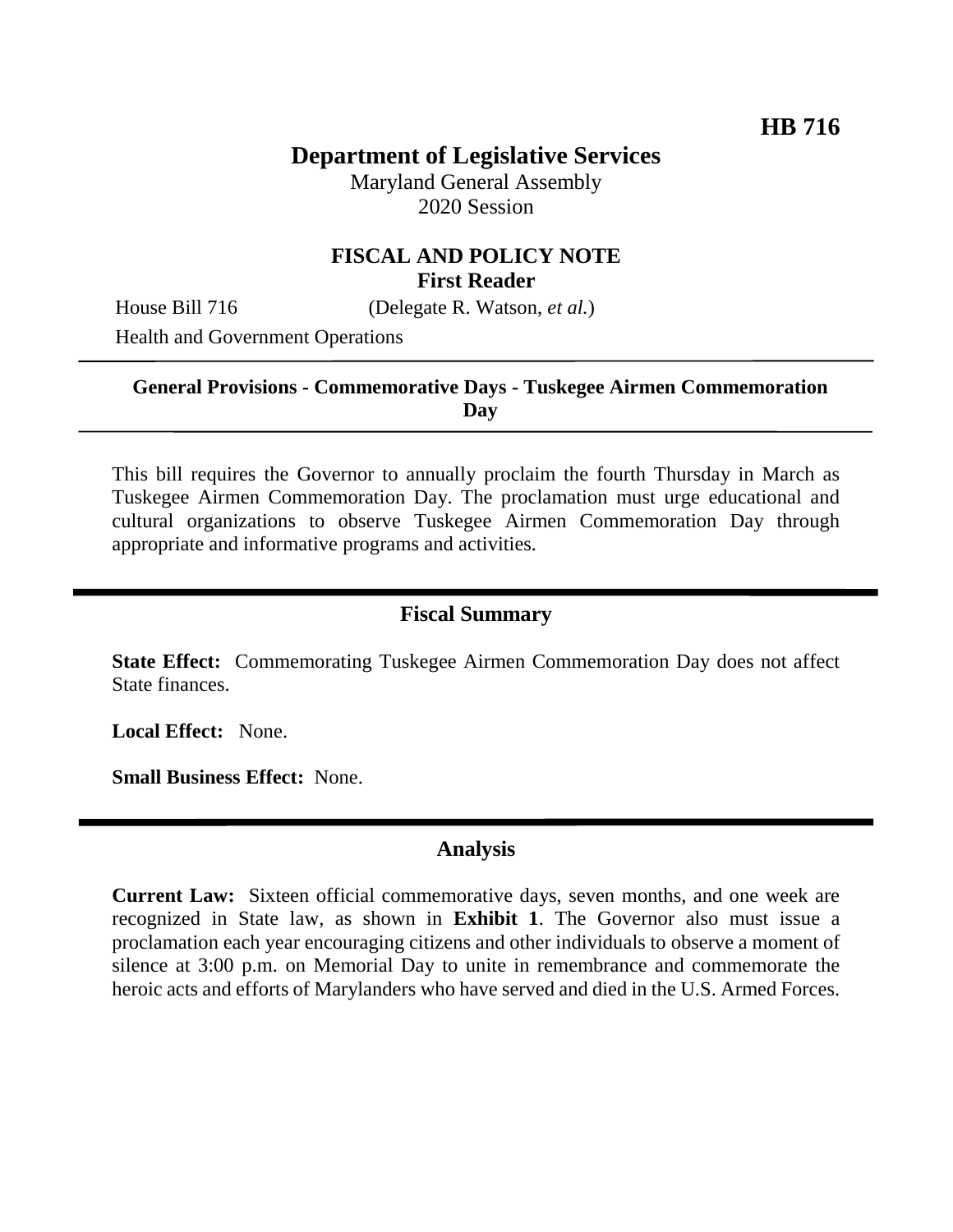**HB 716**

# Department of Legislative Services

Maryland General Assembly
2020 Session

## FISCAL AND POLICY NOTE
**First Reader**

House Bill 716 (Delegate R. Watson, *et al.*)
Health and Government Operations

---

**General Provisions - Commemorative Days - Tuskegee Airmen Commemoration Day**

---

This bill requires the Governor to annually proclaim the fourth Thursday in March as Tuskegee Airmen Commemoration Day. The proclamation must urge educational and cultural organizations to observe Tuskegee Airmen Commemoration Day through appropriate and informative programs and activities.

## Fiscal Summary

**State Effect:** Commemorating Tuskegee Airmen Commemoration Day does not affect State finances.

**Local Effect:** None.

**Small Business Effect:** None.

## Analysis

**Current Law:** Sixteen official commemorative days, seven months, and one week are recognized in State law, as shown in **Exhibit 1**. The Governor also must issue a proclamation each year encouraging citizens and other individuals to observe a moment of silence at 3:00 p.m. on Memorial Day to unite in remembrance and commemorate the heroic acts and efforts of Marylanders who have served and died in the U.S. Armed Forces.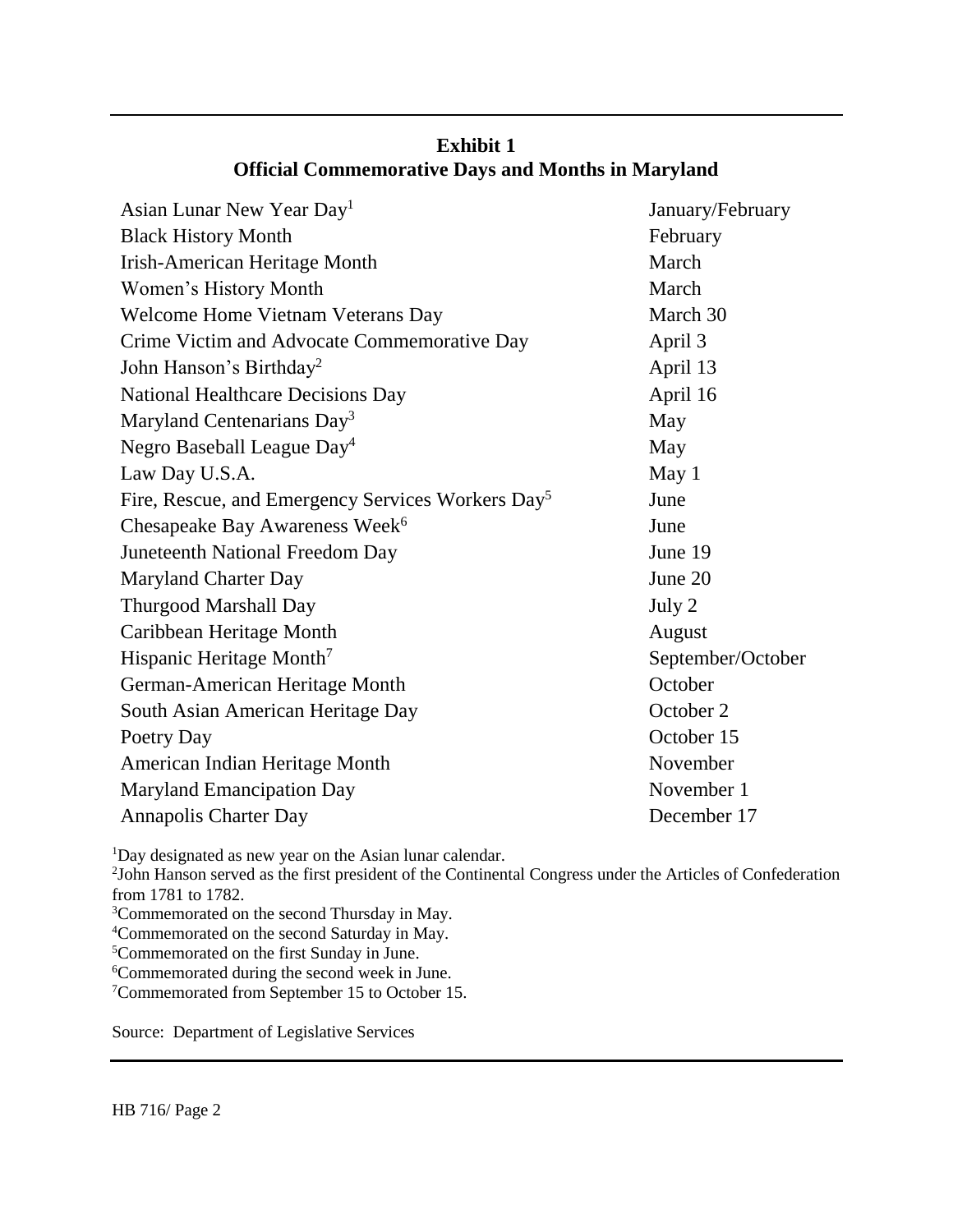**Exhibit 1**
**Official Commemorative Days and Months in Maryland**

| | |
|---|---|
| Asian Lunar New Year Day[1] | January/February |
| Black History Month | February |
| Irish-American Heritage Month | March |
| Women's History Month | March |
| Welcome Home Vietnam Veterans Day | March 30 |
| Crime Victim and Advocate Commemorative Day | April 3 |
| John Hanson's Birthday[2] | April 13 |
| National Healthcare Decisions Day | April 16 |
| Maryland Centenarians Day[3] | May |
| Negro Baseball League Day[4] | May |
| Law Day U.S.A. | May 1 |
| Fire, Rescue, and Emergency Services Workers Day[5] | June |
| Chesapeake Bay Awareness Week[6] | June |
| Juneteenth National Freedom Day | June 19 |
| Maryland Charter Day | June 20 |
| Thurgood Marshall Day | July 2 |
| Caribbean Heritage Month | August |
| Hispanic Heritage Month[7] | September/October |
| German-American Heritage Month | October |
| South Asian American Heritage Day | October 2 |
| Poetry Day | October 15 |
| American Indian Heritage Month | November |
| Maryland Emancipation Day | November 1 |
| Annapolis Charter Day | December 17 |

[1]Day designated as new year on the Asian lunar calendar.
[2]John Hanson served as the first president of the Continental Congress under the Articles of Confederation from 1781 to 1782.
[3]Commemorated on the second Thursday in May.
[4]Commemorated on the second Saturday in May.
[5]Commemorated on the first Sunday in June.
[6]Commemorated during the second week in June.
[7]Commemorated from September 15 to October 15.

Source: Department of Legislative Services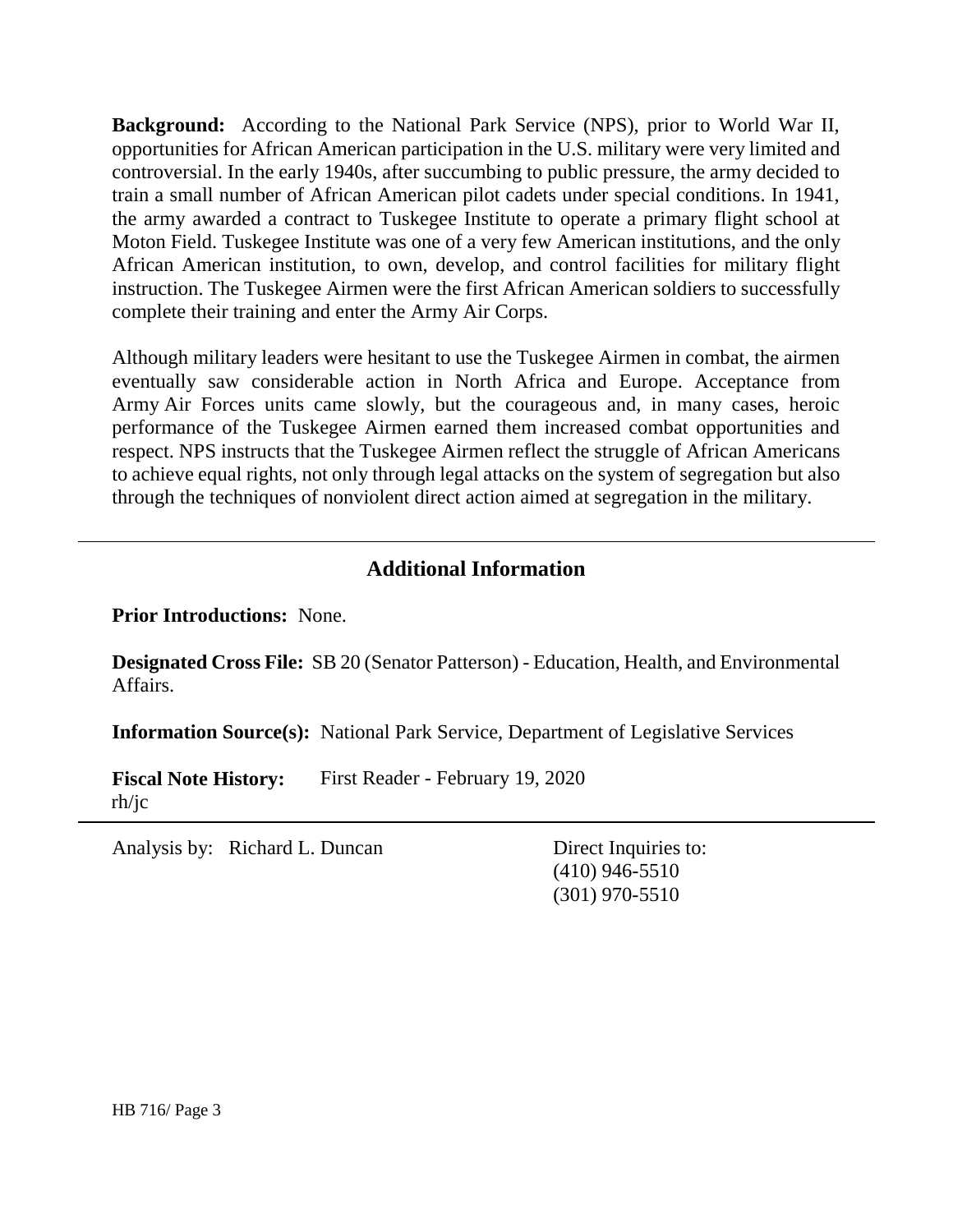**Background:** According to the National Park Service (NPS), prior to World War II, opportunities for African American participation in the U.S. military were very limited and controversial. In the early 1940s, after succumbing to public pressure, the army decided to train a small number of African American pilot cadets under special conditions. In 1941, the army awarded a contract to Tuskegee Institute to operate a primary flight school at Moton Field. Tuskegee Institute was one of a very few American institutions, and the only African American institution, to own, develop, and control facilities for military flight instruction. The Tuskegee Airmen were the first African American soldiers to successfully complete their training and enter the Army Air Corps.

Although military leaders were hesitant to use the Tuskegee Airmen in combat, the airmen eventually saw considerable action in North Africa and Europe. Acceptance from Army Air Forces units came slowly, but the courageous and, in many cases, heroic performance of the Tuskegee Airmen earned them increased combat opportunities and respect. NPS instructs that the Tuskegee Airmen reflect the struggle of African Americans to achieve equal rights, not only through legal attacks on the system of segregation but also through the techniques of nonviolent direct action aimed at segregation in the military.

---

## Additional Information

**Prior Introductions:** None.

**Designated Cross File:** SB 20 (Senator Patterson) - Education, Health, and Environmental Affairs.

**Information Source(s):** National Park Service, Department of Legislative Services

**Fiscal Note History:** First Reader - February 19, 2020
rh/jc

---

Analysis by: Richard L. Duncan

Direct Inquiries to:
(410) 946-5510
(301) 970-5510